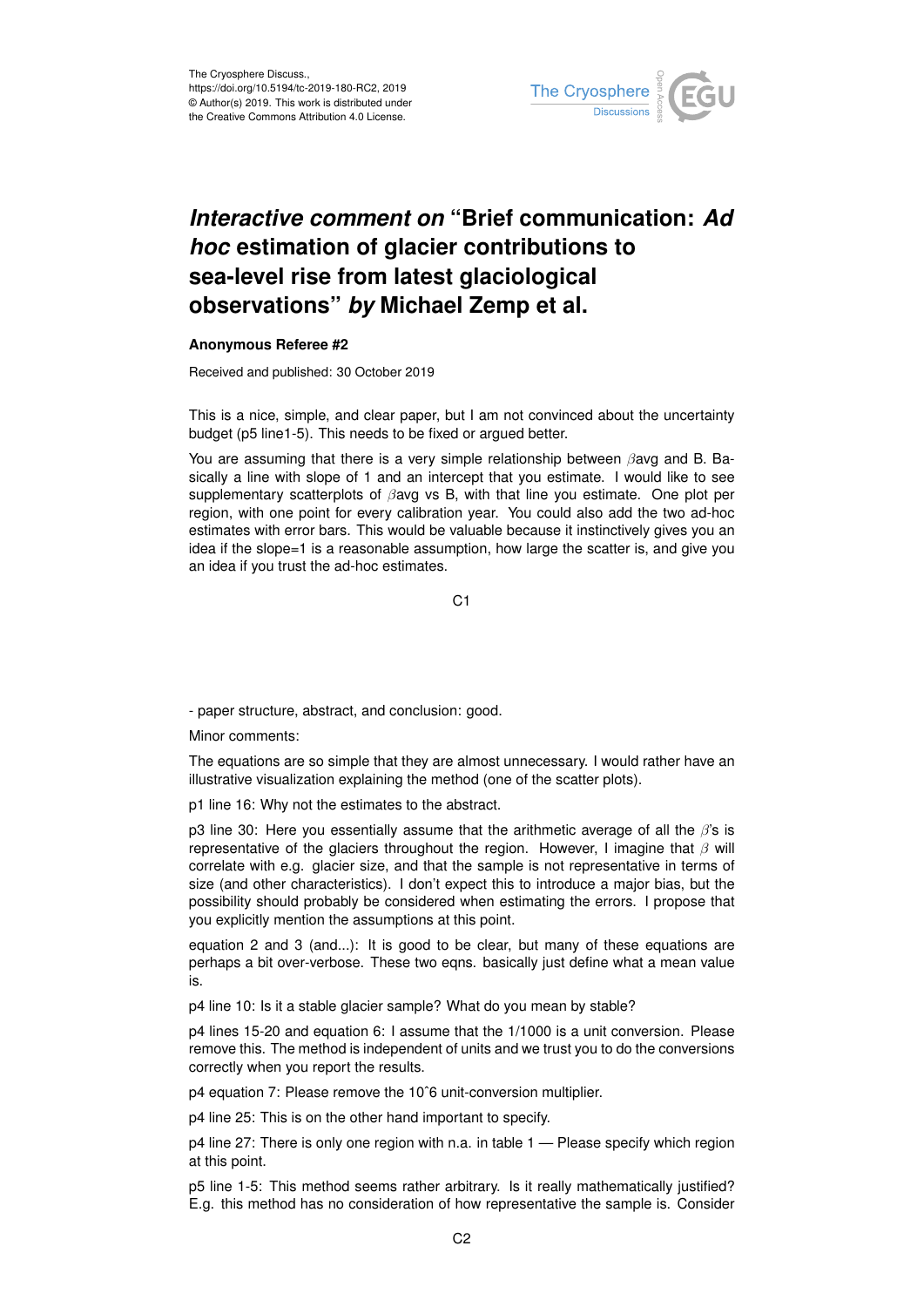# *Interactive comment on* "Brief communication: *Ad hoc* estimation of glacier contributions to sea-level rise from latest glaciological observations" *by* Michael Zemp et al.

**Anonymous Referee #2**

Received and published: 30 October 2019

This is a nice, simple, and clear paper, but I am not convinced about the uncertainty budget (p5 line1-5). This needs to be fixed or argued better.

You are assuming that there is a very simple relationship between $\beta$avg and B. Basically a line with slope of 1 and an intercept that you estimate. I would like to see supplementary scatterplots of $\beta$avg vs B, with that line you estimate. One plot per region, with one point for every calibration year. You could also add the two ad-hoc estimates with error bars. This would be valuable because it instinctively gives you an idea if the slope=1 is a reasonable assumption, how large the scatter is, and give you an idea if you trust the ad-hoc estimates.

- paper structure, abstract, and conclusion: good.

Minor comments:

The equations are so simple that they are almost unnecessary. I would rather have an illustrative visualization explaining the method (one of the scatter plots).

p1 line 16: Why not the estimates to the abstract.

p3 line 30: Here you essentially assume that the arithmetic average of all the $\beta$'s is representative of the glaciers throughout the region. However, I imagine that $\beta$ will correlate with e.g. glacier size, and that the sample is not representative in terms of size (and other characteristics). I don't expect this to introduce a major bias, but the possibility should probably be considered when estimating the errors. I propose that you explicitly mention the assumptions at this point.

equation 2 and 3 (and...): It is good to be clear, but many of these equations are perhaps a bit over-verbose. These two eqns. basically just define what a mean value is.

p4 line 10: Is it a stable glacier sample? What do you mean by stable?

p4 lines 15-20 and equation 6: I assume that the 1/1000 is a unit conversion. Please remove this. The method is independent of units and we trust you to do the conversions correctly when you report the results.

p4 equation 7: Please remove the 10ˆ6 unit-conversion multiplier.

p4 line 25: This is on the other hand important to specify.

p4 line 27: There is only one region with n.a. in table 1 — Please specify which region at this point.

p5 line 1-5: This method seems rather arbitrary. Is it really mathematically justified? E.g. this method has no consideration of how representative the sample is. Consider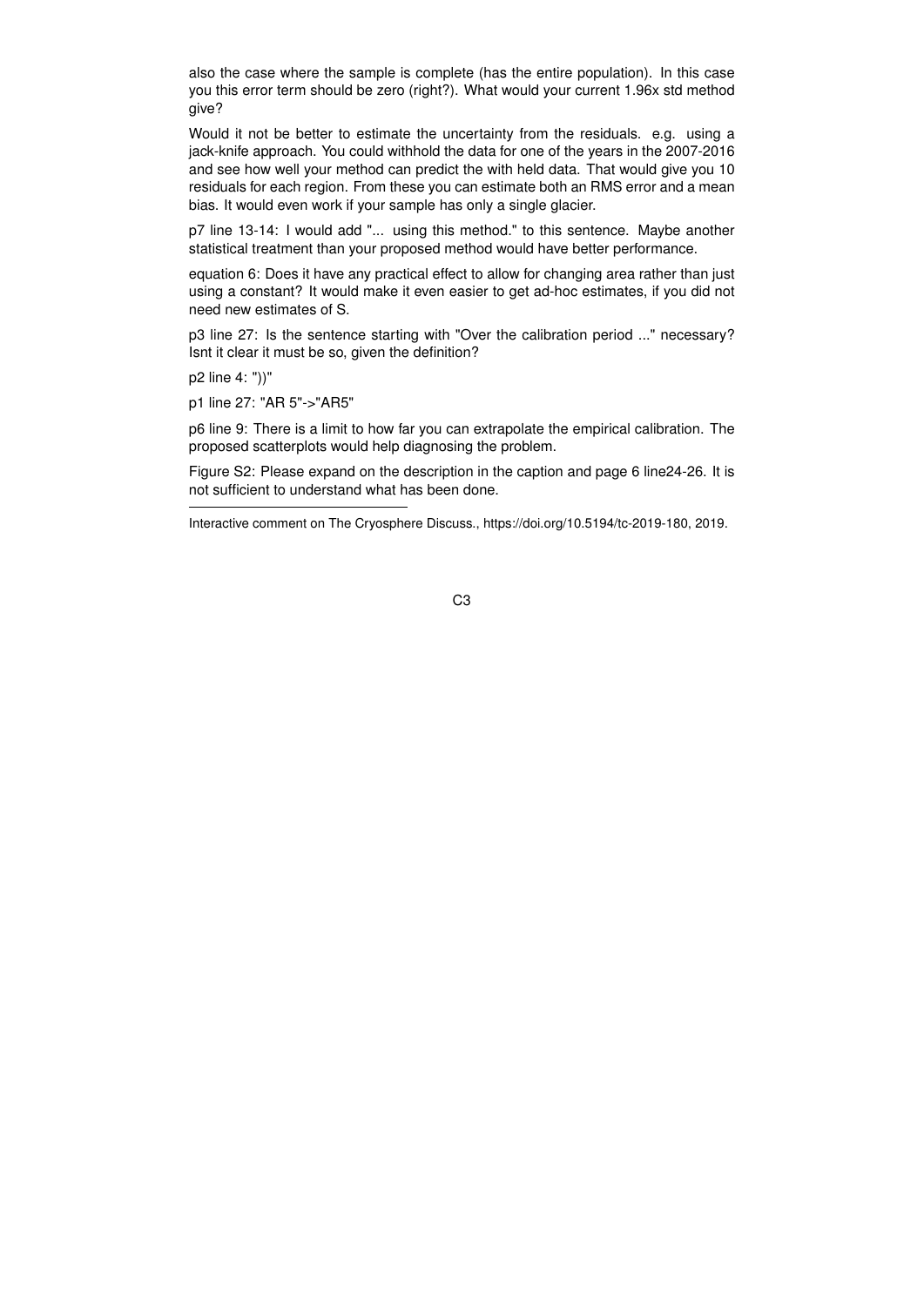also the case where the sample is complete (has the entire population). In this case you this error term should be zero (right?). What would your current 1.96x std method give?

Would it not be better to estimate the uncertainty from the residuals. e.g. using a jack-knife approach. You could withhold the data for one of the years in the 2007-2016 and see how well your method can predict the with held data. That would give you 10 residuals for each region. From these you can estimate both an RMS error and a mean bias. It would even work if your sample has only a single glacier.

p7 line 13-14: I would add "... using this method." to this sentence. Maybe another statistical treatment than your proposed method would have better performance.

equation 6: Does it have any practical effect to allow for changing area rather than just using a constant? It would make it even easier to get ad-hoc estimates, if you did not need new estimates of S.

p3 line 27: Is the sentence starting with "Over the calibration period ..." necessary? Isnt it clear it must be so, given the definition?

p2 line 4: "))"

p1 line 27: "AR 5"->"AR5"

p6 line 9: There is a limit to how far you can extrapolate the empirical calibration. The proposed scatterplots would help diagnosing the problem.

Figure S2: Please expand on the description in the caption and page 6 line24-26. It is not sufficient to understand what has been done.

---

Interactive comment on The Cryosphere Discuss., https://doi.org/10.5194/tc-2019-180, 2019.